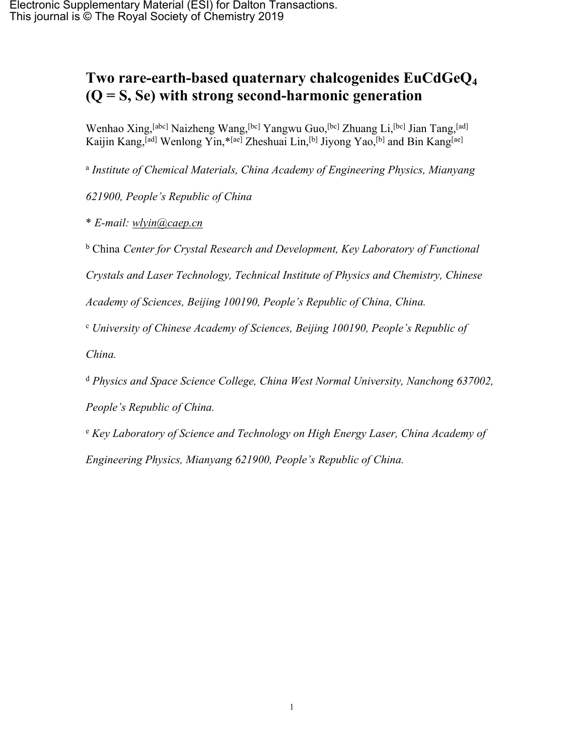Electronic Supplementary Material (ESI) for Dalton Transactions.
This journal is © The Royal Society of Chemistry 2019

# Two rare-earth-based quaternary chalcogenides $EuCdGeQ_4$ (Q = S, Se) with strong second-harmonic generation

Wenhao Xing,[abc] Naizheng Wang,[bc] Yangwu Guo,[bc] Zhuang Li,[bc] Jian Tang,[ad] Kaijin Kang,[ad] Wenlong Yin,*[ae] Zheshuai Lin,[b] Jiyong Yao,[b] and Bin Kang[ae]

[a] *Institute of Chemical Materials, China Academy of Engineering Physics, Mianyang 621900, People's Republic of China*

\* *E-mail: wlyin@caep.cn*

[b] China *Center for Crystal Research and Development, Key Laboratory of Functional Crystals and Laser Technology, Technical Institute of Physics and Chemistry, Chinese Academy of Sciences, Beijing 100190, People's Republic of China, China.*

[c] *University of Chinese Academy of Sciences, Beijing 100190, People's Republic of China.*

[d] *Physics and Space Science College, China West Normal University, Nanchong 637002, People's Republic of China.*

[e] *Key Laboratory of Science and Technology on High Energy Laser, China Academy of Engineering Physics, Mianyang 621900, People's Republic of China.*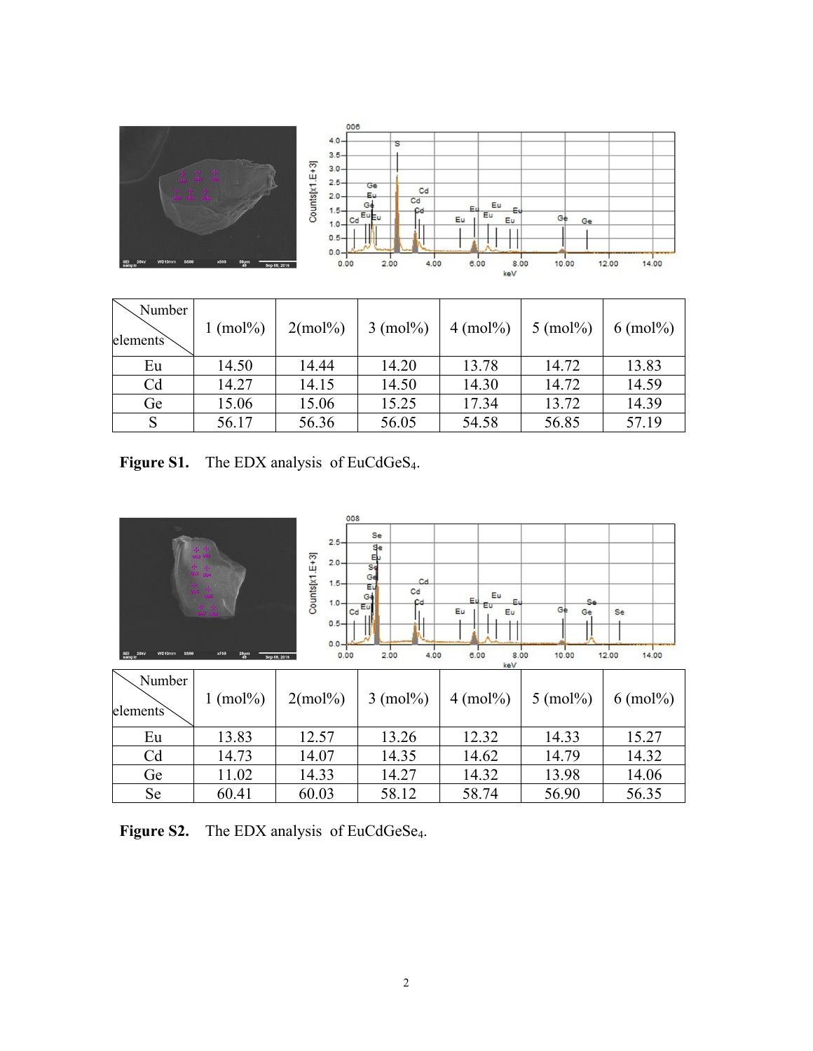| Number / elements | 1 (mol%) | 2(mol%) | 3 (mol%) | 4 (mol%) | 5 (mol%) | 6 (mol%) |
|---|---|---|---|---|---|---|
| Eu | 14.50 | 14.44 | 14.20 | 13.78 | 14.72 | 13.83 |
| Cd | 14.27 | 14.15 | 14.50 | 14.30 | 14.72 | 14.59 |
| Ge | 15.06 | 15.06 | 15.25 | 17.34 | 13.72 | 14.39 |
| S | 56.17 | 56.36 | 56.05 | 54.58 | 56.85 | 57.19 |

**Figure S1.** The EDX analysis of $EuCdGeS_4$.

| Number / elements | 1 (mol%) | 2(mol%) | 3 (mol%) | 4 (mol%) | 5 (mol%) | 6 (mol%) |
|---|---|---|---|---|---|---|
| Eu | 13.83 | 12.57 | 13.26 | 12.32 | 14.33 | 15.27 |
| Cd | 14.73 | 14.07 | 14.35 | 14.62 | 14.79 | 14.32 |
| Ge | 11.02 | 14.33 | 14.27 | 14.32 | 13.98 | 14.06 |
| Se | 60.41 | 60.03 | 58.12 | 58.74 | 56.90 | 56.35 |

**Figure S2.** The EDX analysis of $EuCdGeSe_4$.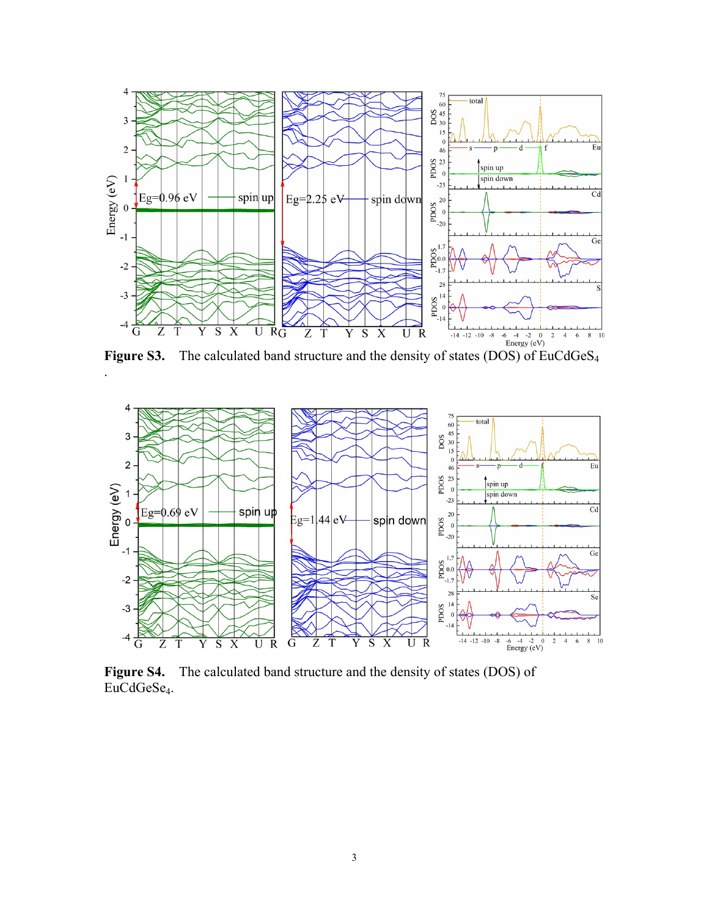**Figure S3.** The calculated band structure and the density of states (DOS) of $EuCdGeS_4$.

**Figure S4.** The calculated band structure and the density of states (DOS) of $EuCdGeSe_4$.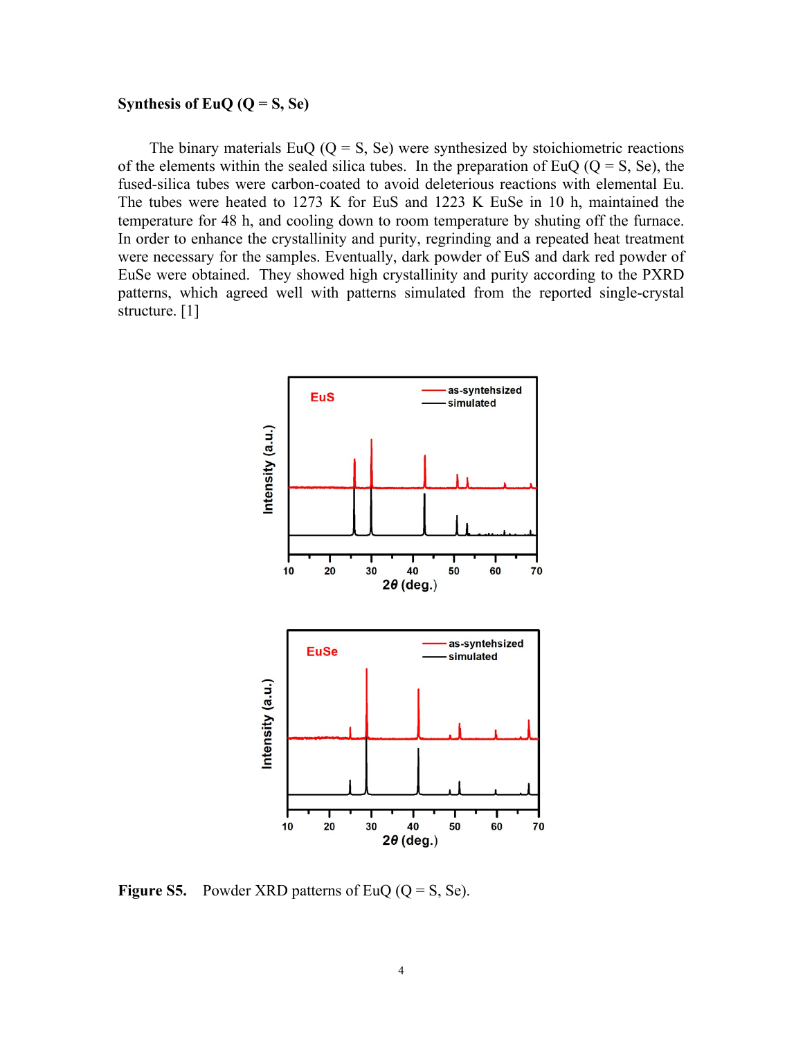**Synthesis of EuQ (Q = S, Se)**

The binary materials EuQ (Q = S, Se) were synthesized by stoichiometric reactions of the elements within the sealed silica tubes. In the preparation of EuQ (Q = S, Se), the fused-silica tubes were carbon-coated to avoid deleterious reactions with elemental Eu. The tubes were heated to 1273 K for EuS and 1223 K EuSe in 10 h, maintained the temperature for 48 h, and cooling down to room temperature by shuting off the furnace. In order to enhance the crystallinity and purity, regrinding and a repeated heat treatment were necessary for the samples. Eventually, dark powder of EuS and dark red powder of EuSe were obtained. They showed high crystallinity and purity according to the PXRD patterns, which agreed well with patterns simulated from the reported single-crystal structure. [1]

**Figure S5.** Powder XRD patterns of EuQ (Q = S, Se).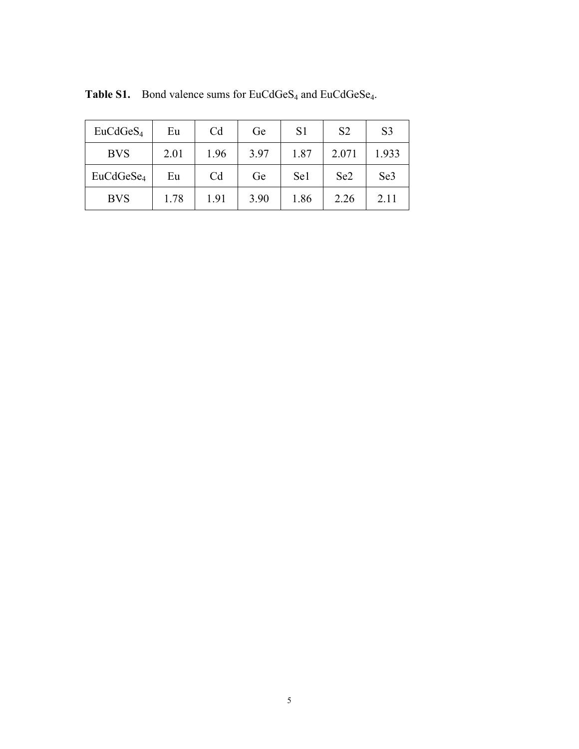**Table S1.** Bond valence sums for $EuCdGeS_4$ and $EuCdGeSe_4$.

| $EuCdGeS_4$ | Eu | Cd | Ge | S1 | S2 | S3 |
|---|---|---|---|---|---|---|
| BVS | 2.01 | 1.96 | 3.97 | 1.87 | 2.071 | 1.933 |
| $EuCdGeSe_4$ | Eu | Cd | Ge | Se1 | Se2 | Se3 |
| BVS | 1.78 | 1.91 | 3.90 | 1.86 | 2.26 | 2.11 |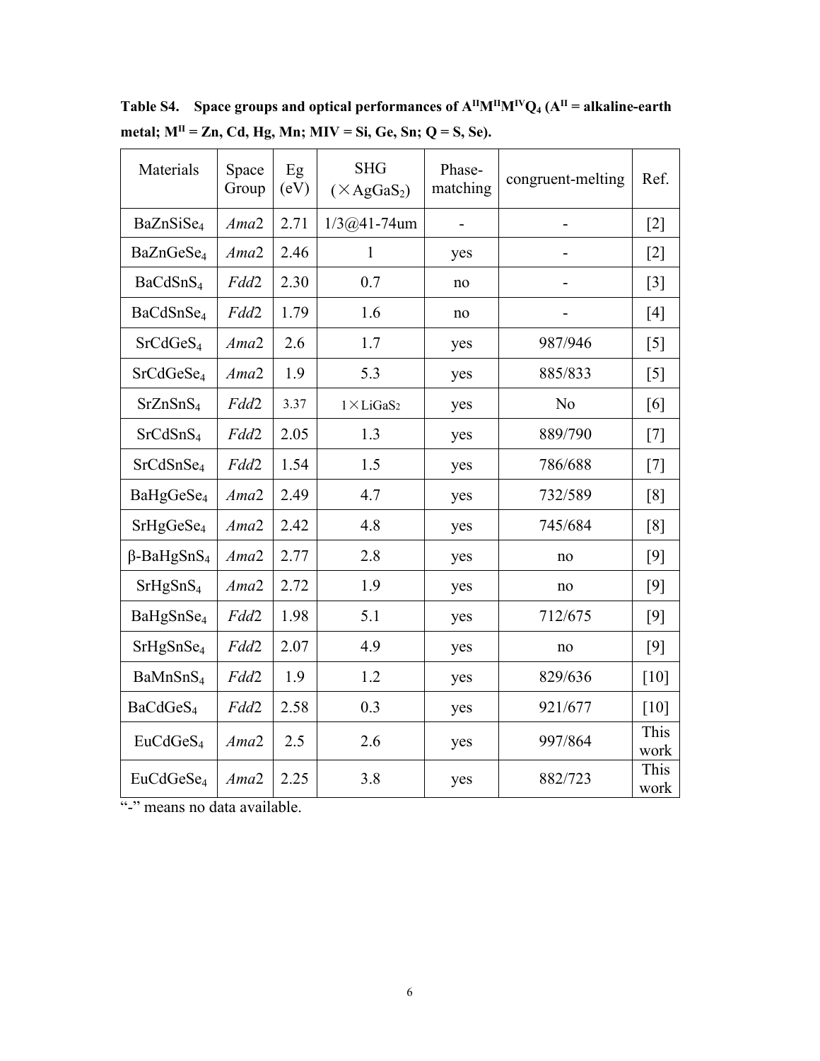**Table S4. Space groups and optical performances of $A^{II}M^{II}M^{IV}Q_4$ ($A^{II}$ = alkaline-earth metal; $M^{II}$ = Zn, Cd, Hg, Mn; MIV = Si, Ge, Sn; Q = S, Se).**

| Materials | Space Group | Eg (eV) | SHG (×$AgGaS_2$) | Phase-matching | congruent-melting | Ref. |
|---|---|---|---|---|---|---|
| $BaZnSiSe_4$ | *Ama*2 | 2.71 | 1/3@41-74um | - | - | [2] |
| $BaZnGeSe_4$ | *Ama*2 | 2.46 | 1 | yes | - | [2] |
| $BaCdSnS_4$ | *Fdd*2 | 2.30 | 0.7 | no | - | [3] |
| $BaCdSnSe_4$ | *Fdd*2 | 1.79 | 1.6 | no | - | [4] |
| $SrCdGeS_4$ | *Ama*2 | 2.6 | 1.7 | yes | 987/946 | [5] |
| $SrCdGeSe_4$ | *Ama*2 | 1.9 | 5.3 | yes | 885/833 | [5] |
| $SrZnSnS_4$ | *Fdd*2 | 3.37 | 1×$LiGaS_2$ | yes | No | [6] |
| $SrCdSnS_4$ | *Fdd*2 | 2.05 | 1.3 | yes | 889/790 | [7] |
| $SrCdSnSe_4$ | *Fdd*2 | 1.54 | 1.5 | yes | 786/688 | [7] |
| $BaHgGeSe_4$ | *Ama*2 | 2.49 | 4.7 | yes | 732/589 | [8] |
| $SrHgGeSe_4$ | *Ama*2 | 2.42 | 4.8 | yes | 745/684 | [8] |
| β-$BaHgSnS_4$ | *Ama*2 | 2.77 | 2.8 | yes | no | [9] |
| $SrHgSnS_4$ | *Ama*2 | 2.72 | 1.9 | yes | no | [9] |
| $BaHgSnSe_4$ | *Fdd*2 | 1.98 | 5.1 | yes | 712/675 | [9] |
| $SrHgSnSe_4$ | *Fdd*2 | 2.07 | 4.9 | yes | no | [9] |
| $BaMnSnS_4$ | *Fdd*2 | 1.9 | 1.2 | yes | 829/636 | [10] |
| $BaCdGeS_4$ | *Fdd*2 | 2.58 | 0.3 | yes | 921/677 | [10] |
| $EuCdGeS_4$ | *Ama*2 | 2.5 | 2.6 | yes | 997/864 | This work |
| $EuCdGeSe_4$ | *Ama*2 | 2.25 | 3.8 | yes | 882/723 | This work |

"-" means no data available.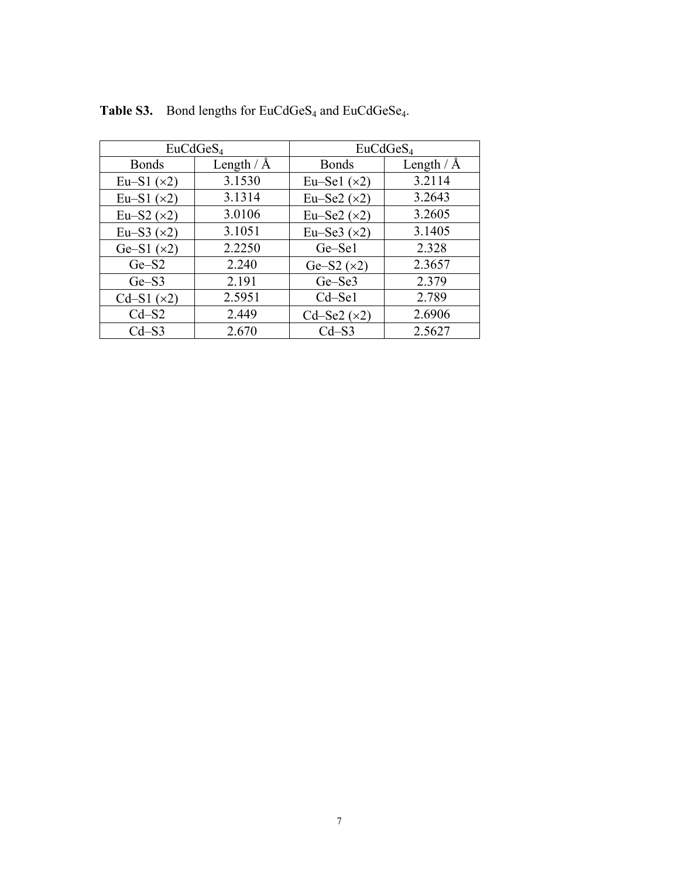**Table S3.** Bond lengths for $EuCdGeS_4$ and $EuCdGeSe_4$.

| $EuCdGeS_4$ | | $EuCdGeS_4$ | |
|---|---|---|---|
| Bonds | Length / Å | Bonds | Length / Å |
| Eu–S1 (×2) | 3.1530 | Eu–Se1 (×2) | 3.2114 |
| Eu–S1 (×2) | 3.1314 | Eu–Se2 (×2) | 3.2643 |
| Eu–S2 (×2) | 3.0106 | Eu–Se2 (×2) | 3.2605 |
| Eu–S3 (×2) | 3.1051 | Eu–Se3 (×2) | 3.1405 |
| Ge–S1 (×2) | 2.2250 | Ge–Se1 | 2.328 |
| Ge–S2 | 2.240 | Ge–S2 (×2) | 2.3657 |
| Ge–S3 | 2.191 | Ge–Se3 | 2.379 |
| Cd–S1 (×2) | 2.5951 | Cd–Se1 | 2.789 |
| Cd–S2 | 2.449 | Cd–Se2 (×2) | 2.6906 |
| Cd–S3 | 2.670 | Cd–S3 | 2.5627 |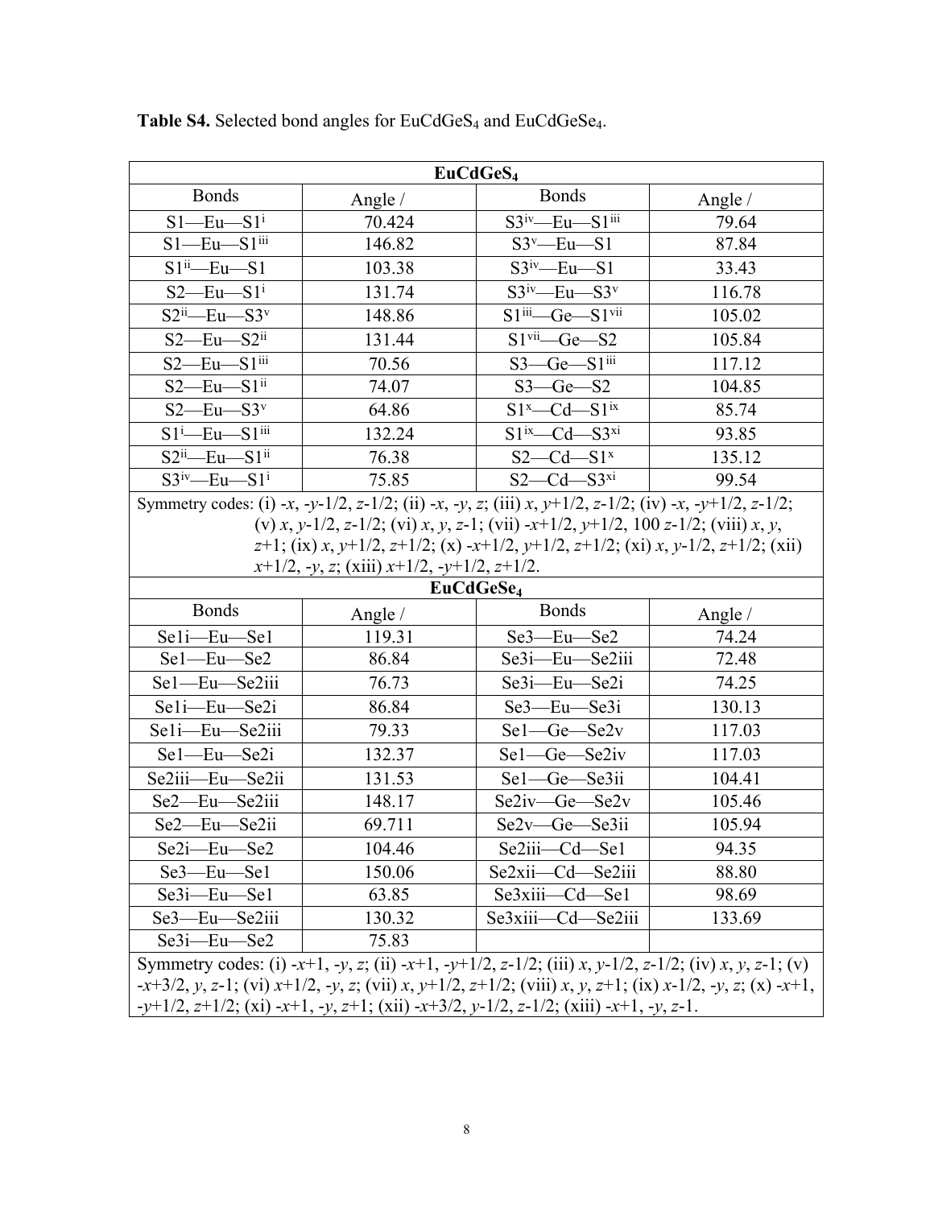**Table S4.** Selected bond angles for $EuCdGeS_4$ and $EuCdGeSe_4$.

| **$EuCdGeS_4$** | | | |
|---|---|---|---|
| Bonds | Angle / | Bonds | Angle / |
| S1—Eu—S1$^{i}$ | 70.424 | S3$^{iv}$—Eu—S1$^{iii}$ | 79.64 |
| S1—Eu—S1$^{iii}$ | 146.82 | S3$^{v}$—Eu—S1 | 87.84 |
| S1$^{ii}$—Eu—S1 | 103.38 | S3$^{iv}$—Eu—S1 | 33.43 |
| S2—Eu—S1$^{i}$ | 131.74 | S3$^{iv}$—Eu—S3$^{v}$ | 116.78 |
| S2$^{ii}$—Eu—S3$^{v}$ | 148.86 | S1$^{iii}$—Ge—S1$^{vii}$ | 105.02 |
| S2—Eu—S2$^{ii}$ | 131.44 | S1$^{vii}$—Ge—S2 | 105.84 |
| S2—Eu—S1$^{iii}$ | 70.56 | S3—Ge—S1$^{iii}$ | 117.12 |
| S2—Eu—S1$^{ii}$ | 74.07 | S3—Ge—S2 | 104.85 |
| S2—Eu—S3$^{v}$ | 64.86 | S1$^{x}$—Cd—S1$^{ix}$ | 85.74 |
| S1$^{i}$—Eu—S1$^{iii}$ | 132.24 | S1$^{ix}$—Cd—S3$^{xi}$ | 93.85 |
| S2$^{ii}$—Eu—S1$^{ii}$ | 76.38 | S2—Cd—S1$^{x}$ | 135.12 |
| S3$^{iv}$—Eu—S1$^{i}$ | 75.85 | S2—Cd—S3$^{xi}$ | 99.54 |

Symmetry codes: (i) -*x*, -*y*-1/2, *z*-1/2; (ii) -*x*, -*y*, *z*; (iii) *x*, *y*+1/2, *z*-1/2; (iv) -*x*, -*y*+1/2, *z*-1/2; (v) *x*, *y*-1/2, *z*-1/2; (vi) *x*, *y*, *z*-1; (vii) -*x*+1/2, *y*+1/2, 100 *z*-1/2; (viii) *x*, *y*, *z*+1; (ix) *x*, *y*+1/2, *z*+1/2; (x) -*x*+1/2, *y*+1/2, *z*+1/2; (xi) *x*, *y*-1/2, *z*+1/2; (xii) *x*+1/2, -*y*, *z*; (xiii) *x*+1/2, -*y*+1/2, *z*+1/2.

| **$EuCdGeSe_4$** | | | |
|---|---|---|---|
| Bonds | Angle / | Bonds | Angle / |
| Se1i—Eu—Se1 | 119.31 | Se3—Eu—Se2 | 74.24 |
| Se1—Eu—Se2 | 86.84 | Se3i—Eu—Se2iii | 72.48 |
| Se1—Eu—Se2iii | 76.73 | Se3i—Eu—Se2i | 74.25 |
| Se1i—Eu—Se2i | 86.84 | Se3—Eu—Se3i | 130.13 |
| Se1i—Eu—Se2iii | 79.33 | Se1—Ge—Se2v | 117.03 |
| Se1—Eu—Se2i | 132.37 | Se1—Ge—Se2iv | 117.03 |
| Se2iii—Eu—Se2ii | 131.53 | Se1—Ge—Se3ii | 104.41 |
| Se2—Eu—Se2iii | 148.17 | Se2iv—Ge—Se2v | 105.46 |
| Se2—Eu—Se2ii | 69.711 | Se2v—Ge—Se3ii | 105.94 |
| Se2i—Eu—Se2 | 104.46 | Se2iii—Cd—Se1 | 94.35 |
| Se3—Eu—Se1 | 150.06 | Se2xii—Cd—Se2iii | 88.80 |
| Se3i—Eu—Se1 | 63.85 | Se3xiii—Cd—Se1 | 98.69 |
| Se3—Eu—Se2iii | 130.32 | Se3xiii—Cd—Se2iii | 133.69 |
| Se3i—Eu—Se2 | 75.83 | | |

Symmetry codes: (i) -*x*+1, -*y*, *z*; (ii) -*x*+1, -*y*+1/2, *z*-1/2; (iii) *x*, *y*-1/2, *z*-1/2; (iv) *x*, *y*, *z*-1; (v) -*x*+3/2, *y*, *z*-1; (vi) *x*+1/2, -*y*, *z*; (vii) *x*, *y*+1/2, *z*+1/2; (viii) *x*, *y*, *z*+1; (ix) *x*-1/2, -*y*, *z*; (x) -*x*+1, -*y*+1/2, *z*+1/2; (xi) -*x*+1, -*y*, *z*+1; (xii) -*x*+3/2, *y*-1/2, *z*-1/2; (xiii) -*x*+1, -*y*, *z*-1.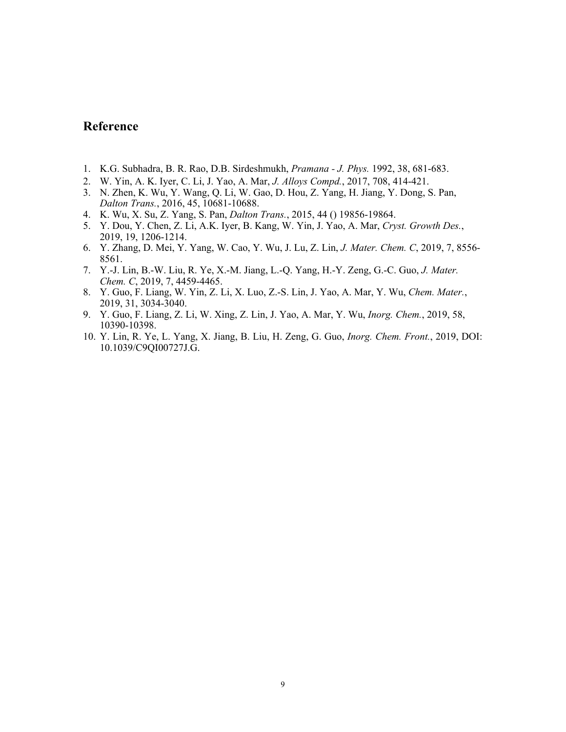## Reference

1. K.G. Subhadra, B. R. Rao, D.B. Sirdeshmukh, *Pramana - J. Phys.* 1992, 38, 681-683.
2. W. Yin, A. K. Iyer, C. Li, J. Yao, A. Mar, *J. Alloys Compd.*, 2017, 708, 414-421.
3. N. Zhen, K. Wu, Y. Wang, Q. Li, W. Gao, D. Hou, Z. Yang, H. Jiang, Y. Dong, S. Pan, *Dalton Trans.*, 2016, 45, 10681-10688.
4. K. Wu, X. Su, Z. Yang, S. Pan, *Dalton Trans.*, 2015, 44 () 19856-19864.
5. Y. Dou, Y. Chen, Z. Li, A.K. Iyer, B. Kang, W. Yin, J. Yao, A. Mar, *Cryst. Growth Des.*, 2019, 19, 1206-1214.
6. Y. Zhang, D. Mei, Y. Yang, W. Cao, Y. Wu, J. Lu, Z. Lin, *J. Mater. Chem. C*, 2019, 7, 8556-8561.
7. Y.-J. Lin, B.-W. Liu, R. Ye, X.-M. Jiang, L.-Q. Yang, H.-Y. Zeng, G.-C. Guo, *J. Mater. Chem. C*, 2019, 7, 4459-4465.
8. Y. Guo, F. Liang, W. Yin, Z. Li, X. Luo, Z.-S. Lin, J. Yao, A. Mar, Y. Wu, *Chem. Mater.*, 2019, 31, 3034-3040.
9. Y. Guo, F. Liang, Z. Li, W. Xing, Z. Lin, J. Yao, A. Mar, Y. Wu, *Inorg. Chem.*, 2019, 58, 10390-10398.
10. Y. Lin, R. Ye, L. Yang, X. Jiang, B. Liu, H. Zeng, G. Guo, *Inorg. Chem. Front.*, 2019, DOI: 10.1039/C9QI00727J.G.